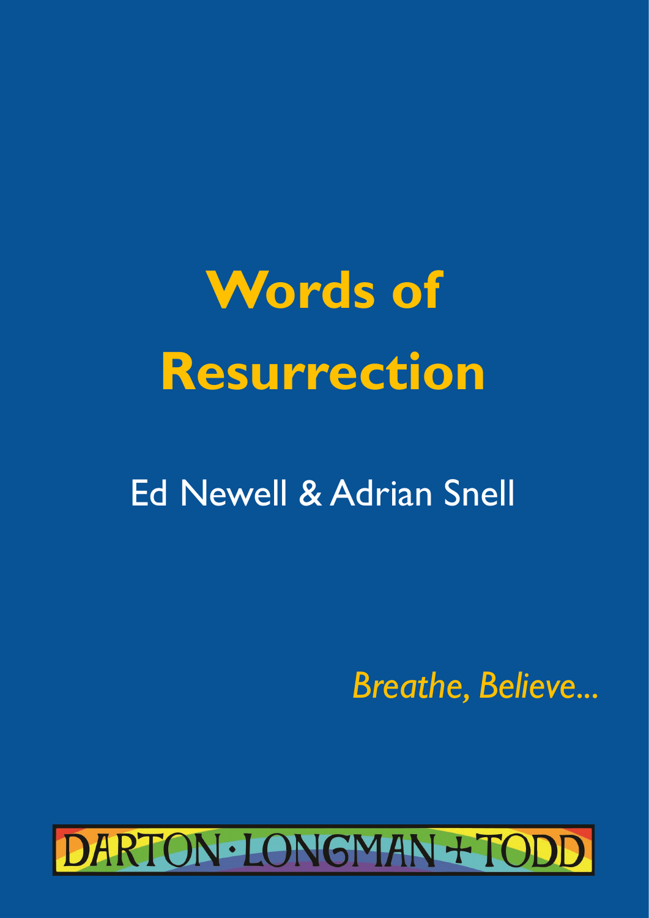# Words of Resurrection

Ed Newell & Adrian Snell

*Breathe, Believe...*

DARTON · LONGMAN + TODD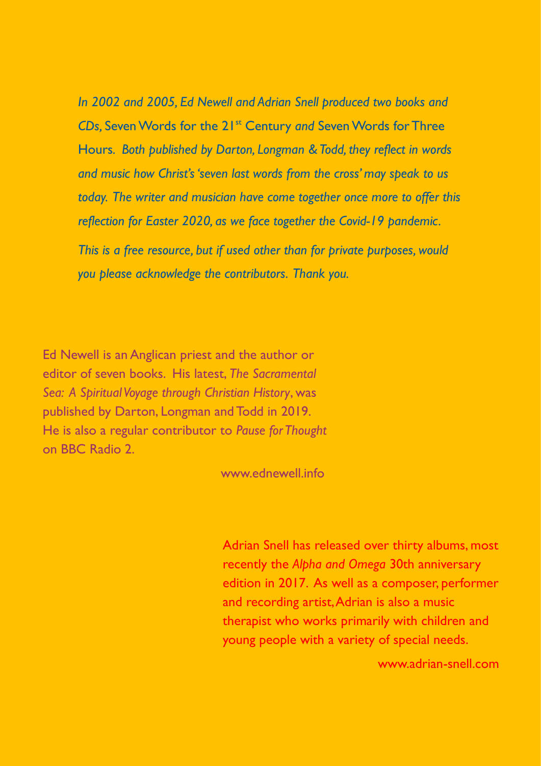*In 2002 and 2005, Ed Newell and Adrian Snell produced two books and CDs,* Seven Words for the 21st Century *and* Seven Words for Three Hours. *Both published by Darton, Longman & Todd, they reflect in words and music how Christ's 'seven last words from the cross' may speak to us today. The writer and musician have come together once more to offer this reflection for Easter 2020, as we face together the Covid-19 pandemic.*

*This is a free resource, but if used other than for private purposes, would you please acknowledge the contributors. Thank you.*

Ed Newell is an Anglican priest and the author or editor of seven books. His latest, *The Sacramental Sea: A Spiritual Voyage through Christian History*, was published by Darton, Longman and Todd in 2019. He is also a regular contributor to *Pause for Thought* on BBC Radio 2.

www.ednewell.info

Adrian Snell has released over thirty albums, most recently the *Alpha and Omega* 30th anniversary edition in 2017. As well as a composer, performer and recording artist, Adrian is also a music therapist who works primarily with children and young people with a variety of special needs.

www.adrian-snell.com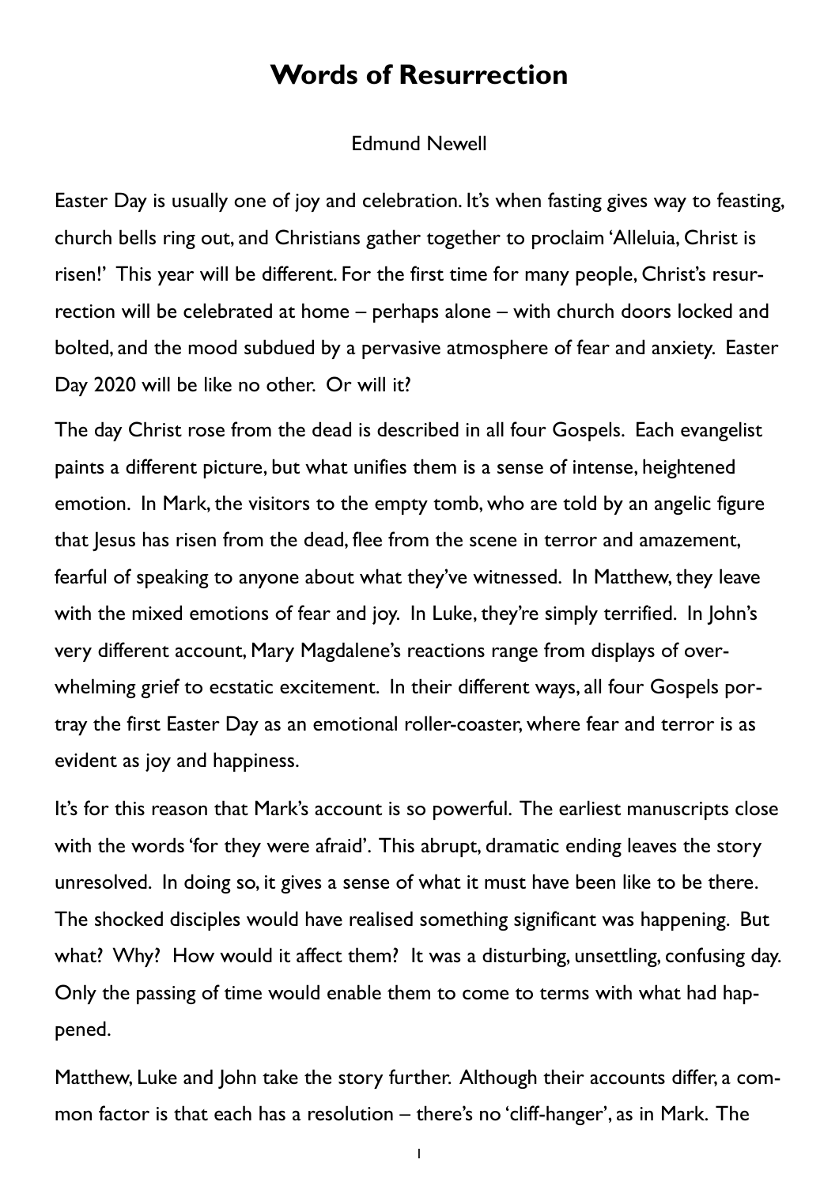# Words of Resurrection

Edmund Newell

Easter Day is usually one of joy and celebration. It's when fasting gives way to feasting, church bells ring out, and Christians gather together to proclaim 'Alleluia, Christ is risen!' This year will be different. For the first time for many people, Christ's resurrection will be celebrated at home – perhaps alone – with church doors locked and bolted, and the mood subdued by a pervasive atmosphere of fear and anxiety. Easter Day 2020 will be like no other. Or will it?

The day Christ rose from the dead is described in all four Gospels. Each evangelist paints a different picture, but what unifies them is a sense of intense, heightened emotion. In Mark, the visitors to the empty tomb, who are told by an angelic figure that Jesus has risen from the dead, flee from the scene in terror and amazement, fearful of speaking to anyone about what they've witnessed. In Matthew, they leave with the mixed emotions of fear and joy. In Luke, they're simply terrified. In John's very different account, Mary Magdalene's reactions range from displays of overwhelming grief to ecstatic excitement. In their different ways, all four Gospels portray the first Easter Day as an emotional roller-coaster, where fear and terror is as evident as joy and happiness.

It's for this reason that Mark's account is so powerful. The earliest manuscripts close with the words 'for they were afraid'. This abrupt, dramatic ending leaves the story unresolved. In doing so, it gives a sense of what it must have been like to be there. The shocked disciples would have realised something significant was happening. But what? Why? How would it affect them? It was a disturbing, unsettling, confusing day. Only the passing of time would enable them to come to terms with what had happened.

Matthew, Luke and John take the story further. Although their accounts differ, a common factor is that each has a resolution – there's no 'cliff-hanger', as in Mark. The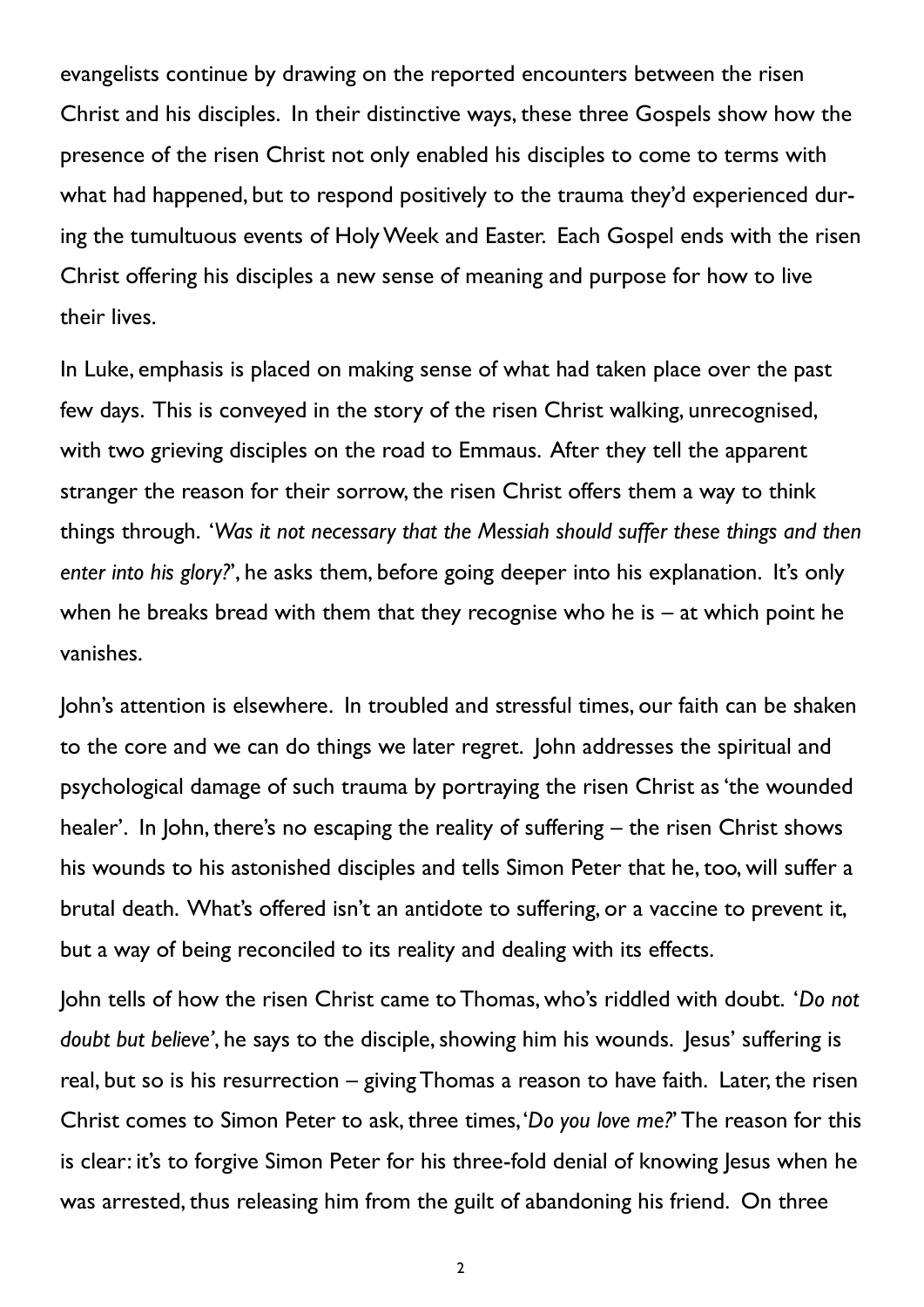evangelists continue by drawing on the reported encounters between the risen Christ and his disciples. In their distinctive ways, these three Gospels show how the presence of the risen Christ not only enabled his disciples to come to terms with what had happened, but to respond positively to the trauma they'd experienced during the tumultuous events of Holy Week and Easter. Each Gospel ends with the risen Christ offering his disciples a new sense of meaning and purpose for how to live their lives.

In Luke, emphasis is placed on making sense of what had taken place over the past few days. This is conveyed in the story of the risen Christ walking, unrecognised, with two grieving disciples on the road to Emmaus. After they tell the apparent stranger the reason for their sorrow, the risen Christ offers them a way to think things through. '*Was it not necessary that the Messiah should suffer these things and then enter into his glory?*', he asks them, before going deeper into his explanation. It's only when he breaks bread with them that they recognise who he is – at which point he vanishes.

John's attention is elsewhere. In troubled and stressful times, our faith can be shaken to the core and we can do things we later regret. John addresses the spiritual and psychological damage of such trauma by portraying the risen Christ as 'the wounded healer'. In John, there's no escaping the reality of suffering – the risen Christ shows his wounds to his astonished disciples and tells Simon Peter that he, too, will suffer a brutal death. What's offered isn't an antidote to suffering, or a vaccine to prevent it, but a way of being reconciled to its reality and dealing with its effects.

John tells of how the risen Christ came to Thomas, who's riddled with doubt. '*Do not doubt but believe*', he says to the disciple, showing him his wounds. Jesus' suffering is real, but so is his resurrection – giving Thomas a reason to have faith. Later, the risen Christ comes to Simon Peter to ask, three times, '*Do you love me?*' The reason for this is clear: it's to forgive Simon Peter for his three-fold denial of knowing Jesus when he was arrested, thus releasing him from the guilt of abandoning his friend. On three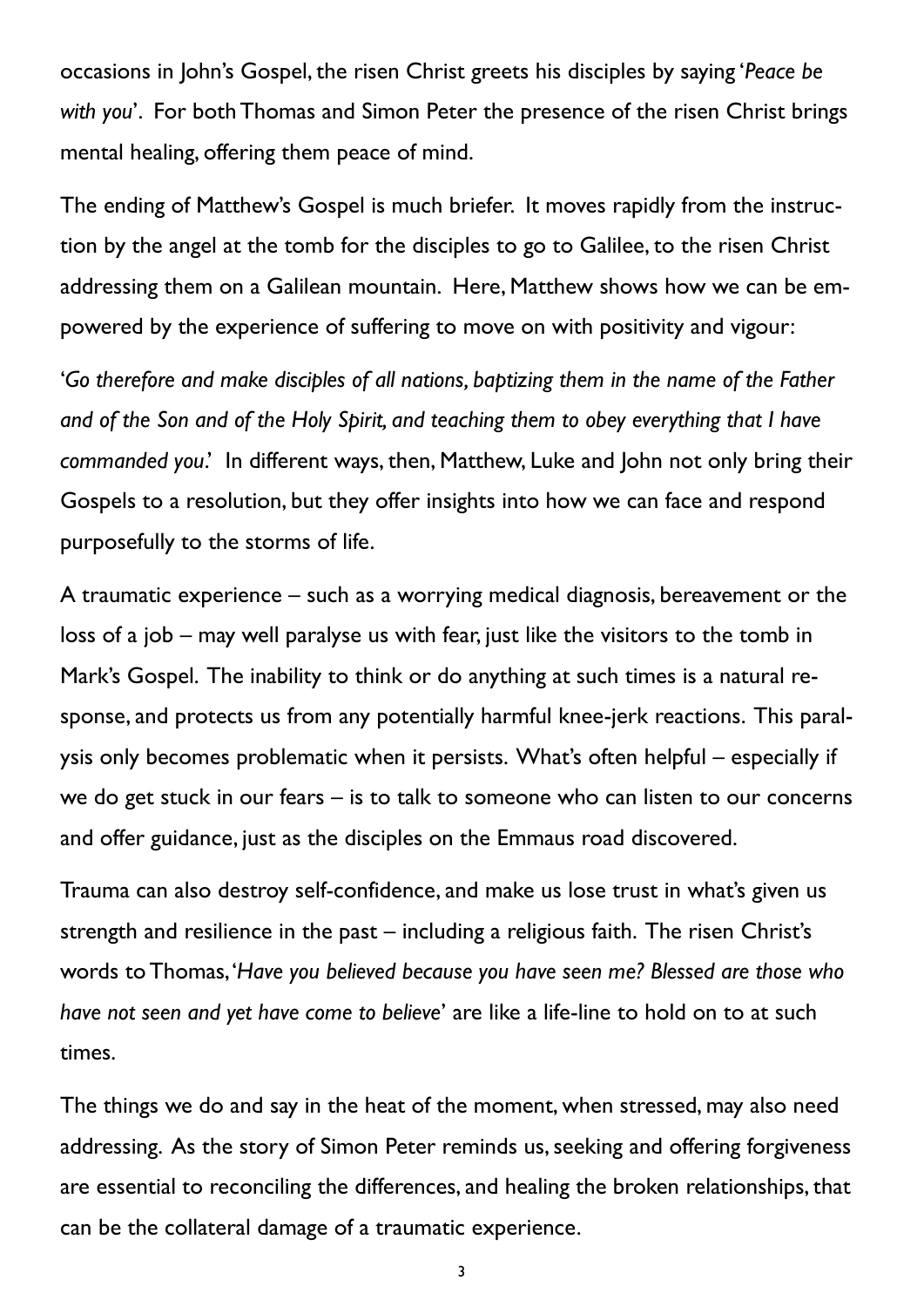occasions in John's Gospel, the risen Christ greets his disciples by saying '*Peace be with you*'. For both Thomas and Simon Peter the presence of the risen Christ brings mental healing, offering them peace of mind.

The ending of Matthew's Gospel is much briefer. It moves rapidly from the instruction by the angel at the tomb for the disciples to go to Galilee, to the risen Christ addressing them on a Galilean mountain. Here, Matthew shows how we can be empowered by the experience of suffering to move on with positivity and vigour:

'*Go therefore and make disciples of all nations, baptizing them in the name of the Father and of the Son and of the Holy Spirit, and teaching them to obey everything that I have commanded you*.' In different ways, then, Matthew, Luke and John not only bring their Gospels to a resolution, but they offer insights into how we can face and respond purposefully to the storms of life.

A traumatic experience – such as a worrying medical diagnosis, bereavement or the loss of a job – may well paralyse us with fear, just like the visitors to the tomb in Mark's Gospel. The inability to think or do anything at such times is a natural response, and protects us from any potentially harmful knee-jerk reactions. This paralysis only becomes problematic when it persists. What's often helpful – especially if we do get stuck in our fears – is to talk to someone who can listen to our concerns and offer guidance, just as the disciples on the Emmaus road discovered.

Trauma can also destroy self-confidence, and make us lose trust in what's given us strength and resilience in the past – including a religious faith. The risen Christ's words to Thomas, '*Have you believed because you have seen me? Blessed are those who have not seen and yet have come to believe*' are like a life-line to hold on to at such times.

The things we do and say in the heat of the moment, when stressed, may also need addressing. As the story of Simon Peter reminds us, seeking and offering forgiveness are essential to reconciling the differences, and healing the broken relationships, that can be the collateral damage of a traumatic experience.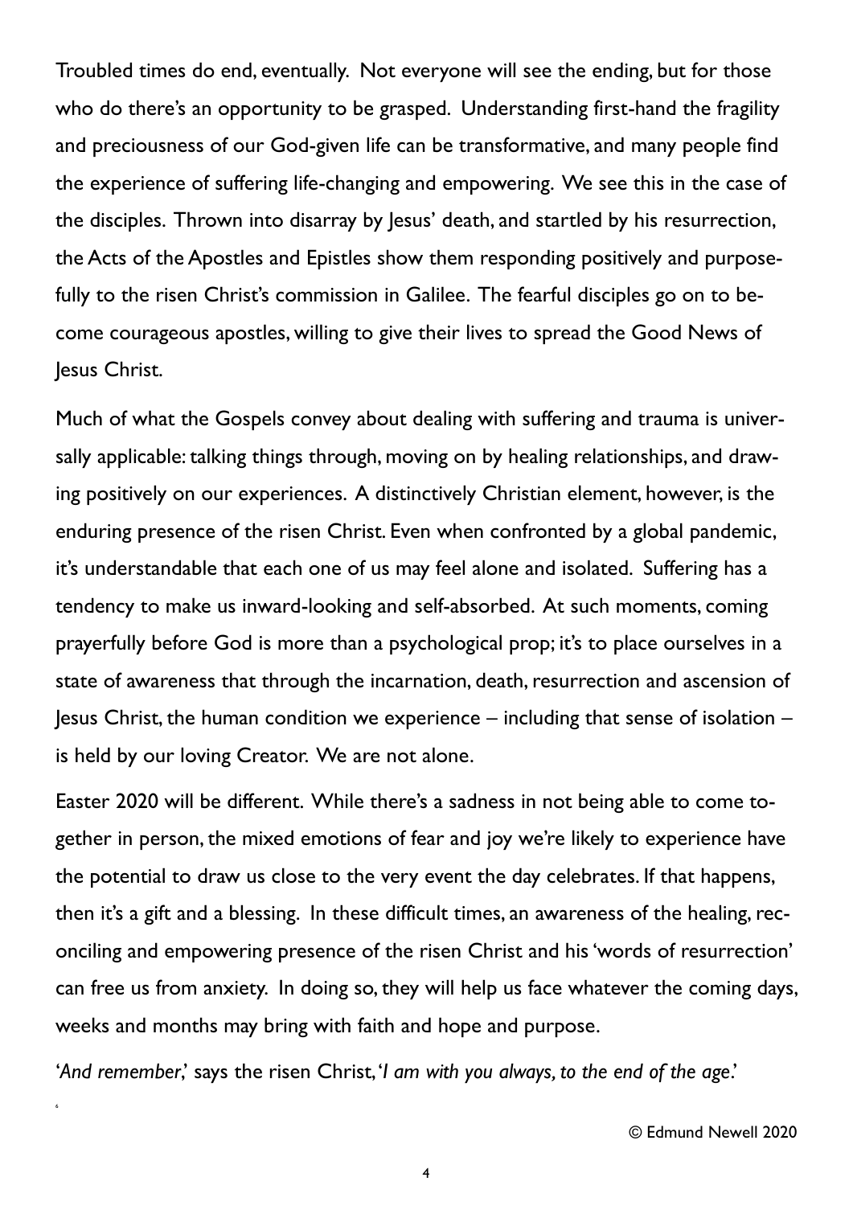Troubled times do end, eventually. Not everyone will see the ending, but for those who do there's an opportunity to be grasped. Understanding first-hand the fragility and preciousness of our God-given life can be transformative, and many people find the experience of suffering life-changing and empowering. We see this in the case of the disciples. Thrown into disarray by Jesus' death, and startled by his resurrection, the Acts of the Apostles and Epistles show them responding positively and purposefully to the risen Christ's commission in Galilee. The fearful disciples go on to become courageous apostles, willing to give their lives to spread the Good News of Jesus Christ.

Much of what the Gospels convey about dealing with suffering and trauma is universally applicable: talking things through, moving on by healing relationships, and drawing positively on our experiences. A distinctively Christian element, however, is the enduring presence of the risen Christ. Even when confronted by a global pandemic, it's understandable that each one of us may feel alone and isolated. Suffering has a tendency to make us inward-looking and self-absorbed. At such moments, coming prayerfully before God is more than a psychological prop; it's to place ourselves in a state of awareness that through the incarnation, death, resurrection and ascension of Jesus Christ, the human condition we experience – including that sense of isolation – is held by our loving Creator. We are not alone.

Easter 2020 will be different. While there's a sadness in not being able to come together in person, the mixed emotions of fear and joy we're likely to experience have the potential to draw us close to the very event the day celebrates. If that happens, then it's a gift and a blessing. In these difficult times, an awareness of the healing, reconciling and empowering presence of the risen Christ and his 'words of resurrection' can free us from anxiety. In doing so, they will help us face whatever the coming days, weeks and months may bring with faith and hope and purpose.

'*And remember*,' says the risen Christ, '*I am with you always, to the end of the age*.'

© Edmund Newell 2020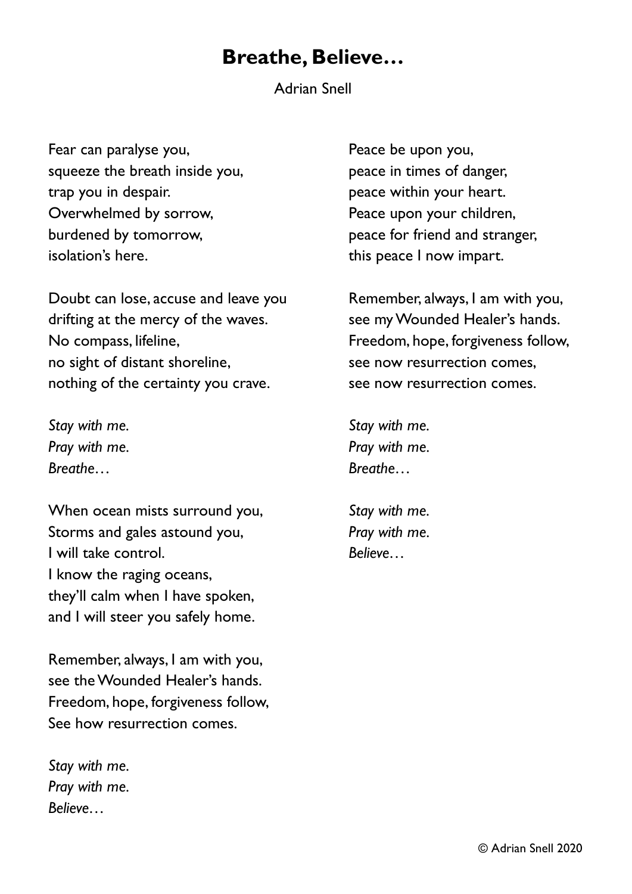# Breathe, Believe…

Adrian Snell

Fear can paralyse you,
squeeze the breath inside you,
trap you in despair.
Overwhelmed by sorrow,
burdened by tomorrow,
isolation's here.

Doubt can lose, accuse and leave you
drifting at the mercy of the waves.
No compass, lifeline,
no sight of distant shoreline,
nothing of the certainty you crave.

*Stay with me.*
*Pray with me.*
*Breathe…*

When ocean mists surround you,
Storms and gales astound you,
I will take control.
I know the raging oceans,
they'll calm when I have spoken,
and I will steer you safely home.

Remember, always, I am with you,
see the Wounded Healer's hands.
Freedom, hope, forgiveness follow,
See how resurrection comes.

*Stay with me.*
*Pray with me.*
*Believe…*

Peace be upon you,
peace in times of danger,
peace within your heart.
Peace upon your children,
peace for friend and stranger,
this peace I now impart.

Remember, always, I am with you,
see my Wounded Healer's hands.
Freedom, hope, forgiveness follow,
see now resurrection comes,
see now resurrection comes.

*Stay with me.*
*Pray with me.*
*Breathe…*

*Stay with me.*
*Pray with me.*
*Believe…*

© Adrian Snell 2020